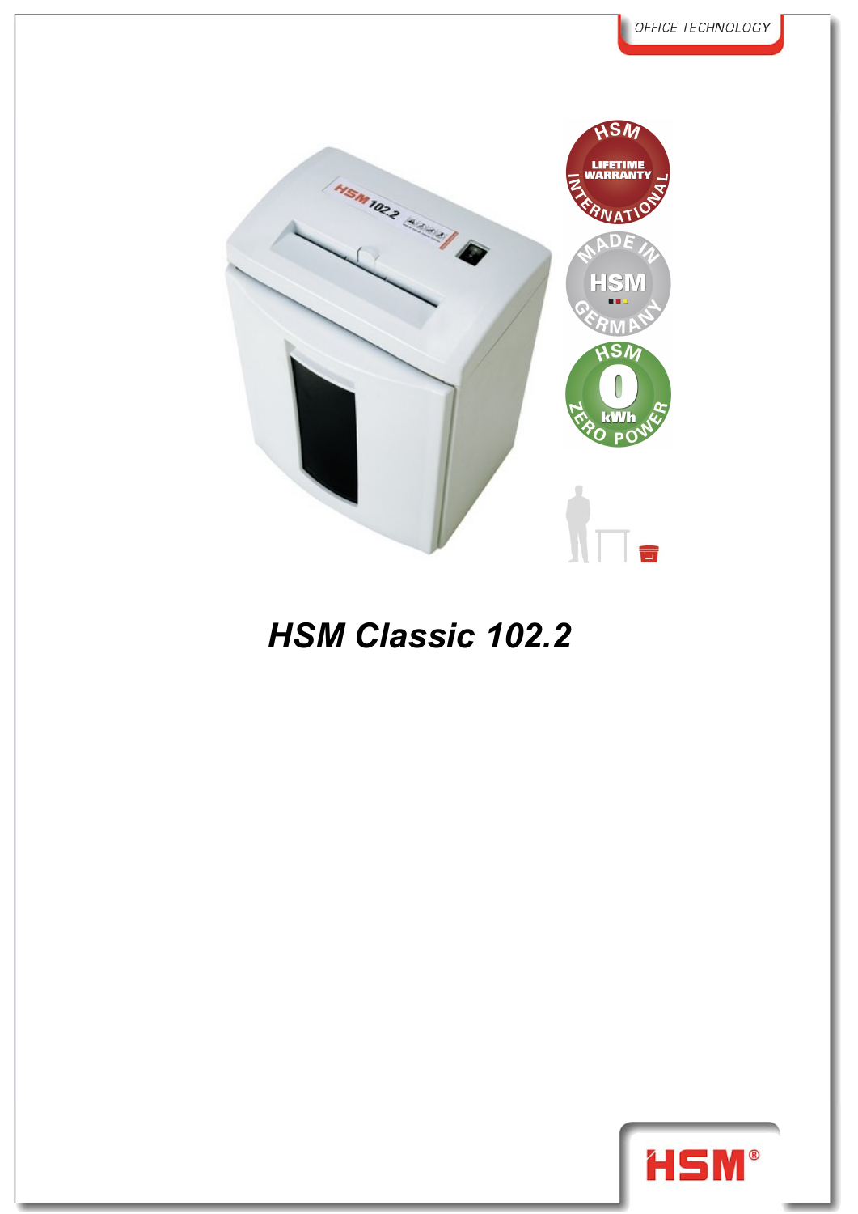OFFICE TECHNOLOGY

# HSM Classic 102.2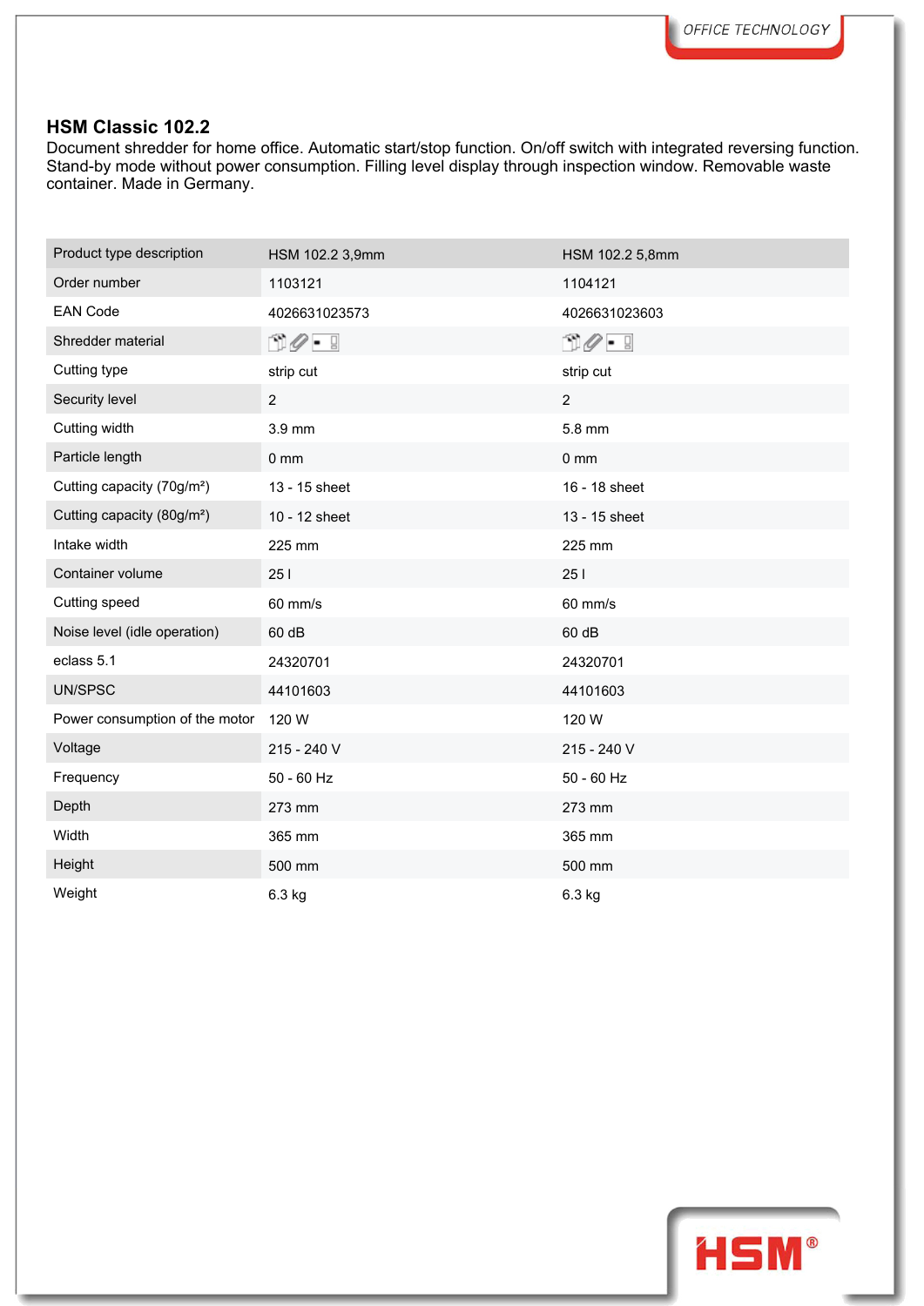## HSM Classic 102.2

Document shredder for home office. Automatic start/stop function. On/off switch with integrated reversing function. Stand-by mode without power consumption. Filling level display through inspection window. Removable waste container. Made in Germany.

| Product type description | HSM 102.2 3,9mm | HSM 102.2 5,8mm |
|---|---|---|
| Order number | 1103121 | 1104121 |
| EAN Code | 4026631023573 | 4026631023603 |
| Shredder material | | |
| Cutting type | strip cut | strip cut |
| Security level | 2 | 2 |
| Cutting width | 3.9 mm | 5.8 mm |
| Particle length | 0 mm | 0 mm |
| Cutting capacity (70g/m²) | 13 - 15 sheet | 16 - 18 sheet |
| Cutting capacity (80g/m²) | 10 - 12 sheet | 13 - 15 sheet |
| Intake width | 225 mm | 225 mm |
| Container volume | 25 l | 25 l |
| Cutting speed | 60 mm/s | 60 mm/s |
| Noise level (idle operation) | 60 dB | 60 dB |
| eclass 5.1 | 24320701 | 24320701 |
| UN/SPSC | 44101603 | 44101603 |
| Power consumption of the motor | 120 W | 120 W |
| Voltage | 215 - 240 V | 215 - 240 V |
| Frequency | 50 - 60 Hz | 50 - 60 Hz |
| Depth | 273 mm | 273 mm |
| Width | 365 mm | 365 mm |
| Height | 500 mm | 500 mm |
| Weight | 6.3 kg | 6.3 kg |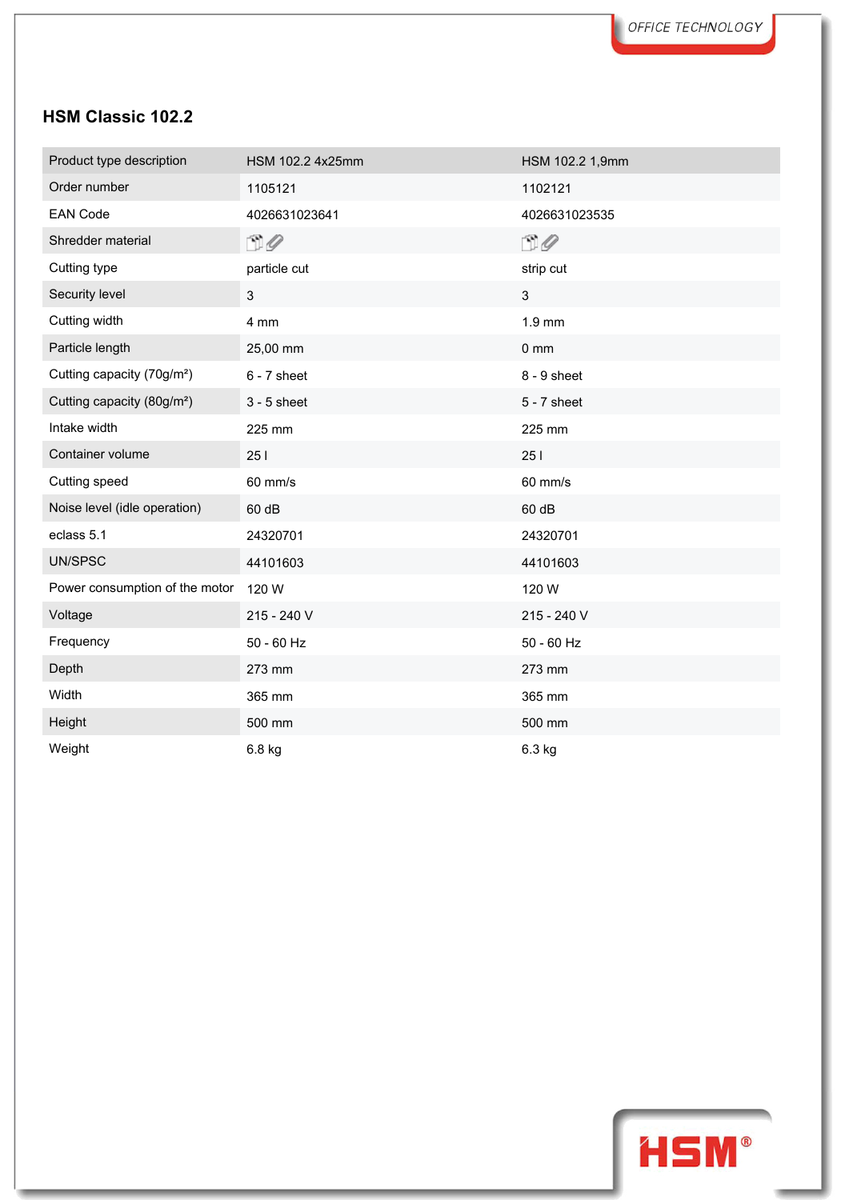## HSM Classic 102.2

| | | |
|---|---|---|
| Product type description | HSM 102.2 4x25mm | HSM 102.2 1,9mm |
| Order number | 1105121 | 1102121 |
| EAN Code | 4026631023641 | 4026631023535 |
| Shredder material | | |
| Cutting type | particle cut | strip cut |
| Security level | 3 | 3 |
| Cutting width | 4 mm | 1.9 mm |
| Particle length | 25,00 mm | 0 mm |
| Cutting capacity (70g/m²) | 6 - 7 sheet | 8 - 9 sheet |
| Cutting capacity (80g/m²) | 3 - 5 sheet | 5 - 7 sheet |
| Intake width | 225 mm | 225 mm |
| Container volume | 25 l | 25 l |
| Cutting speed | 60 mm/s | 60 mm/s |
| Noise level (idle operation) | 60 dB | 60 dB |
| eclass 5.1 | 24320701 | 24320701 |
| UN/SPSC | 44101603 | 44101603 |
| Power consumption of the motor | 120 W | 120 W |
| Voltage | 215 - 240 V | 215 - 240 V |
| Frequency | 50 - 60 Hz | 50 - 60 Hz |
| Depth | 273 mm | 273 mm |
| Width | 365 mm | 365 mm |
| Height | 500 mm | 500 mm |
| Weight | 6.8 kg | 6.3 kg |